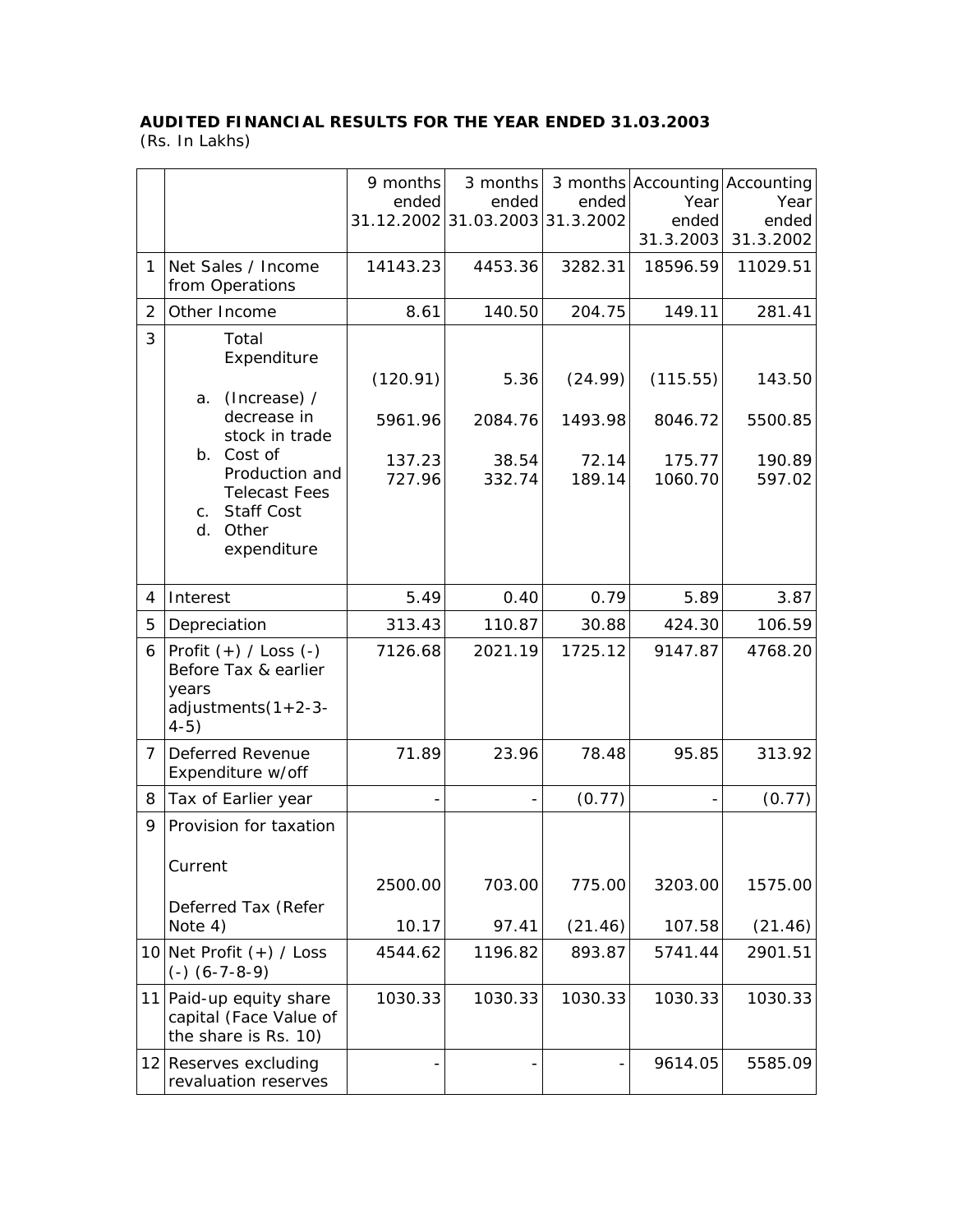**AUDITED FINANCIAL RESULTS FOR THE YEAR ENDED 31.03.2003**
(Rs. In Lakhs)

| | | 9 months ended 31.12.2002 | 3 months ended 31.03.2003 | 3 months ended 31.3.2002 | Accounting Year ended 31.3.2003 | Accounting Year ended 31.3.2002 |
|---|---|---|---|---|---|---|
| 1 | Net Sales / Income from Operations | 14143.23 | 4453.36 | 3282.31 | 18596.59 | 11029.51 |
| 2 | Other Income | 8.61 | 140.50 | 204.75 | 149.11 | 281.41 |
| 3 | Total Expenditure | | | | | |
| | a. (Increase) / decrease in stock in trade | (120.91) | 5.36 | (24.99) | (115.55) | 143.50 |
| | b. Cost of Production and Telecast Fees | 5961.96 | 2084.76 | 1493.98 | 8046.72 | 5500.85 |
| | c. Staff Cost | 137.23 | 38.54 | 72.14 | 175.77 | 190.89 |
| | d. Other expenditure | 727.96 | 332.74 | 189.14 | 1060.70 | 597.02 |
| 4 | Interest | 5.49 | 0.40 | 0.79 | 5.89 | 3.87 |
| 5 | Depreciation | 313.43 | 110.87 | 30.88 | 424.30 | 106.59 |
| 6 | Profit (+) / Loss (-) Before Tax & earlier years adjustments(1+2-3-4-5) | 7126.68 | 2021.19 | 1725.12 | 9147.87 | 4768.20 |
| 7 | Deferred Revenue Expenditure w/off | 71.89 | 23.96 | 78.48 | 95.85 | 313.92 |
| 8 | Tax of Earlier year | - | - | (0.77) | - | (0.77) |
| 9 | Provision for taxation | | | | | |
| | Current | 2500.00 | 703.00 | 775.00 | 3203.00 | 1575.00 |
| | Deferred Tax (Refer Note 4) | 10.17 | 97.41 | (21.46) | 107.58 | (21.46) |
| 10 | Net Profit (+) / Loss (-) (6-7-8-9) | 4544.62 | 1196.82 | 893.87 | 5741.44 | 2901.51 |
| 11 | Paid-up equity share capital (Face Value of the share is Rs. 10) | 1030.33 | 1030.33 | 1030.33 | 1030.33 | 1030.33 |
| 12 | Reserves excluding revaluation reserves | - | - | - | 9614.05 | 5585.09 |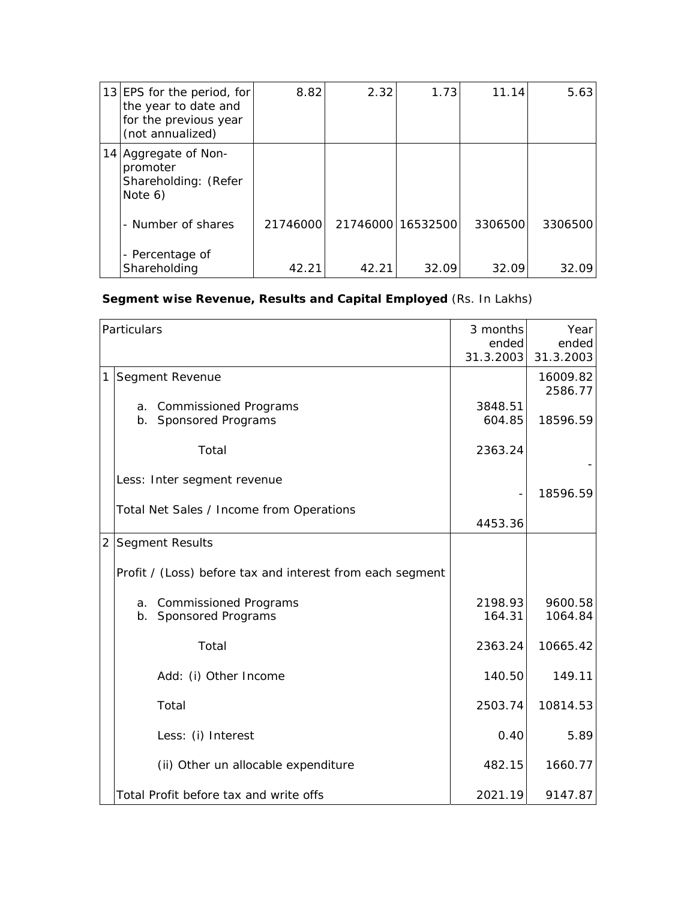| 13 | EPS for the period, for the year to date and for the previous year (not annualized) | 8.82 | 2.32 | 1.73 | 11.14 | 5.63 |
|---|---|---|---|---|---|---|
| 14 | Aggregate of Non-promoter Shareholding: (Refer Note 6) | | | | | |
| | - Number of shares | 21746000 | 21746000 | 16532500 | 3306500 | 3306500 |
| | - Percentage of Shareholding | 42.21 | 42.21 | 32.09 | 32.09 | 32.09 |

**Segment wise Revenue, Results and Capital Employed** (Rs. In Lakhs)

| | Particulars | 3 months ended 31.3.2003 | Year ended 31.3.2003 |
|---|---|---|---|
| 1 | Segment Revenue | | 16009.82<br>2586.77 |
| | a. Commissioned Programs<br>b. Sponsored Programs | 3848.51<br>604.85 | 18596.59 |
| | Total | 2363.24 | - |
| | Less: Inter segment revenue | - | 18596.59 |
| | Total Net Sales / Income from Operations | 4453.36 | |
| 2 | Segment Results | | |
| | Profit / (Loss) before tax and interest from each segment | | |
| | a. Commissioned Programs<br>b. Sponsored Programs | 2198.93<br>164.31 | 9600.58<br>1064.84 |
| | Total | 2363.24 | 10665.42 |
| | Add: (i) Other Income | 140.50 | 149.11 |
| | Total | 2503.74 | 10814.53 |
| | Less: (i) Interest | 0.40 | 5.89 |
| | (ii) Other un allocable expenditure | 482.15 | 1660.77 |
| | Total Profit before tax and write offs | 2021.19 | 9147.87 |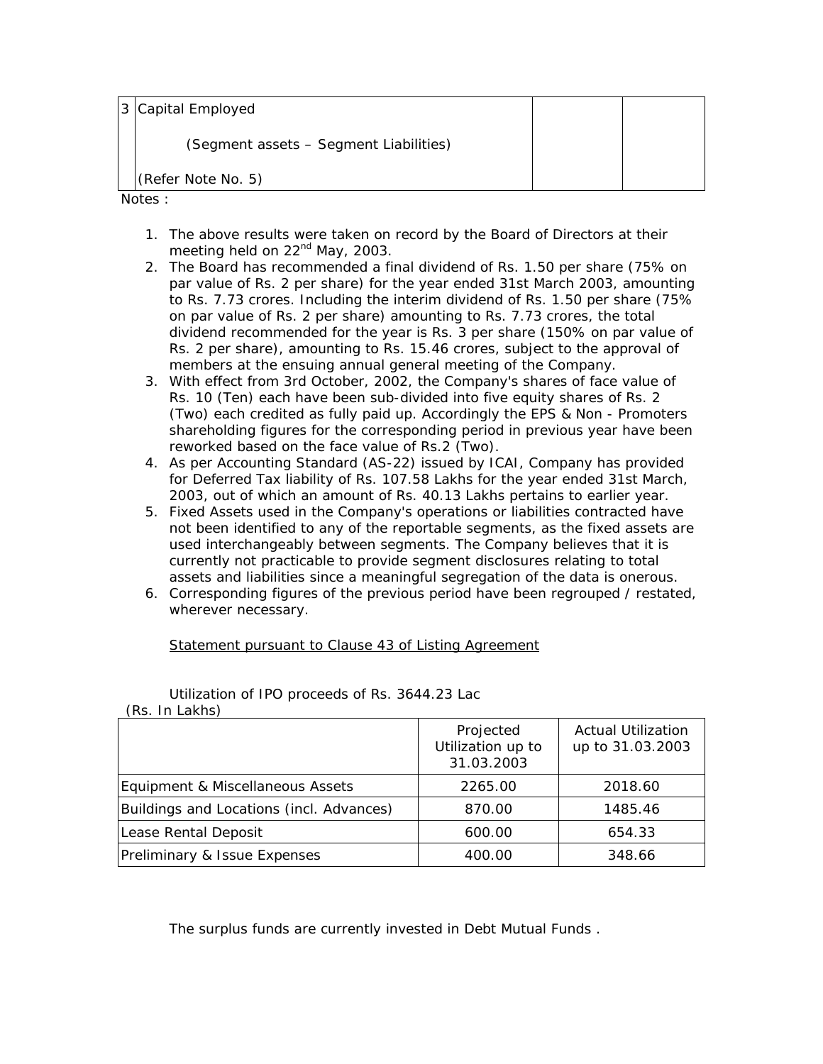| 3 | Capital Employed<br><br>(Segment assets – Segment Liabilities)<br><br>(Refer Note No. 5) | | |
|---|---|---|---|

Notes :

1. The above results were taken on record by the Board of Directors at their meeting held on 22nd May, 2003.
2. The Board has recommended a final dividend of Rs. 1.50 per share (75% on par value of Rs. 2 per share) for the year ended 31st March 2003, amounting to Rs. 7.73 crores. Including the interim dividend of Rs. 1.50 per share (75% on par value of Rs. 2 per share) amounting to Rs. 7.73 crores, the total dividend recommended for the year is Rs. 3 per share (150% on par value of Rs. 2 per share), amounting to Rs. 15.46 crores, subject to the approval of members at the ensuing annual general meeting of the Company.
3. With effect from 3rd October, 2002, the Company's shares of face value of Rs. 10 (Ten) each have been sub-divided into five equity shares of Rs. 2 (Two) each credited as fully paid up. Accordingly the EPS & Non - Promoters shareholding figures for the corresponding period in previous year have been reworked based on the face value of Rs.2 (Two).
4. As per Accounting Standard (AS-22) issued by ICAI, Company has provided for Deferred Tax liability of Rs. 107.58 Lakhs for the year ended 31st March, 2003, out of which an amount of Rs. 40.13 Lakhs pertains to earlier year.
5. Fixed Assets used in the Company's operations or liabilities contracted have not been identified to any of the reportable segments, as the fixed assets are used interchangeably between segments. The Company believes that it is currently not practicable to provide segment disclosures relating to total assets and liabilities since a meaningful segregation of the data is onerous.
6. Corresponding figures of the previous period have been regrouped / restated, wherever necessary.

<u>Statement pursuant to Clause 43 of Listing Agreement</u>

Utilization of IPO proceeds of Rs. 3644.23 Lac

(Rs. In Lakhs)

| | Projected Utilization up to 31.03.2003 | Actual Utilization up to 31.03.2003 |
|---|---|---|
| Equipment & Miscellaneous Assets | 2265.00 | 2018.60 |
| Buildings and Locations (incl. Advances) | 870.00 | 1485.46 |
| Lease Rental Deposit | 600.00 | 654.33 |
| Preliminary & Issue Expenses | 400.00 | 348.66 |

The surplus funds are currently invested in Debt Mutual Funds .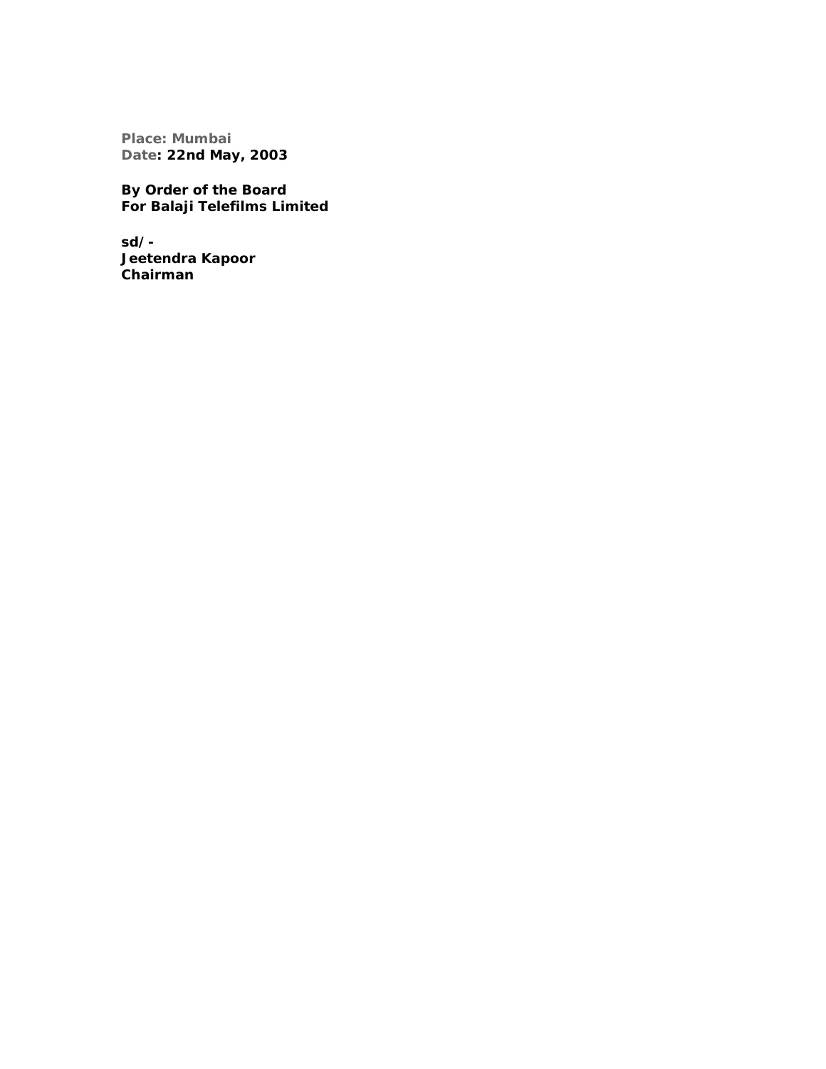**Place: Mumbai**
**Date: 22nd May, 2003**

**By Order of the Board**
**For Balaji Telefilms Limited**

**sd/-**
**Jeetendra Kapoor**
**Chairman**